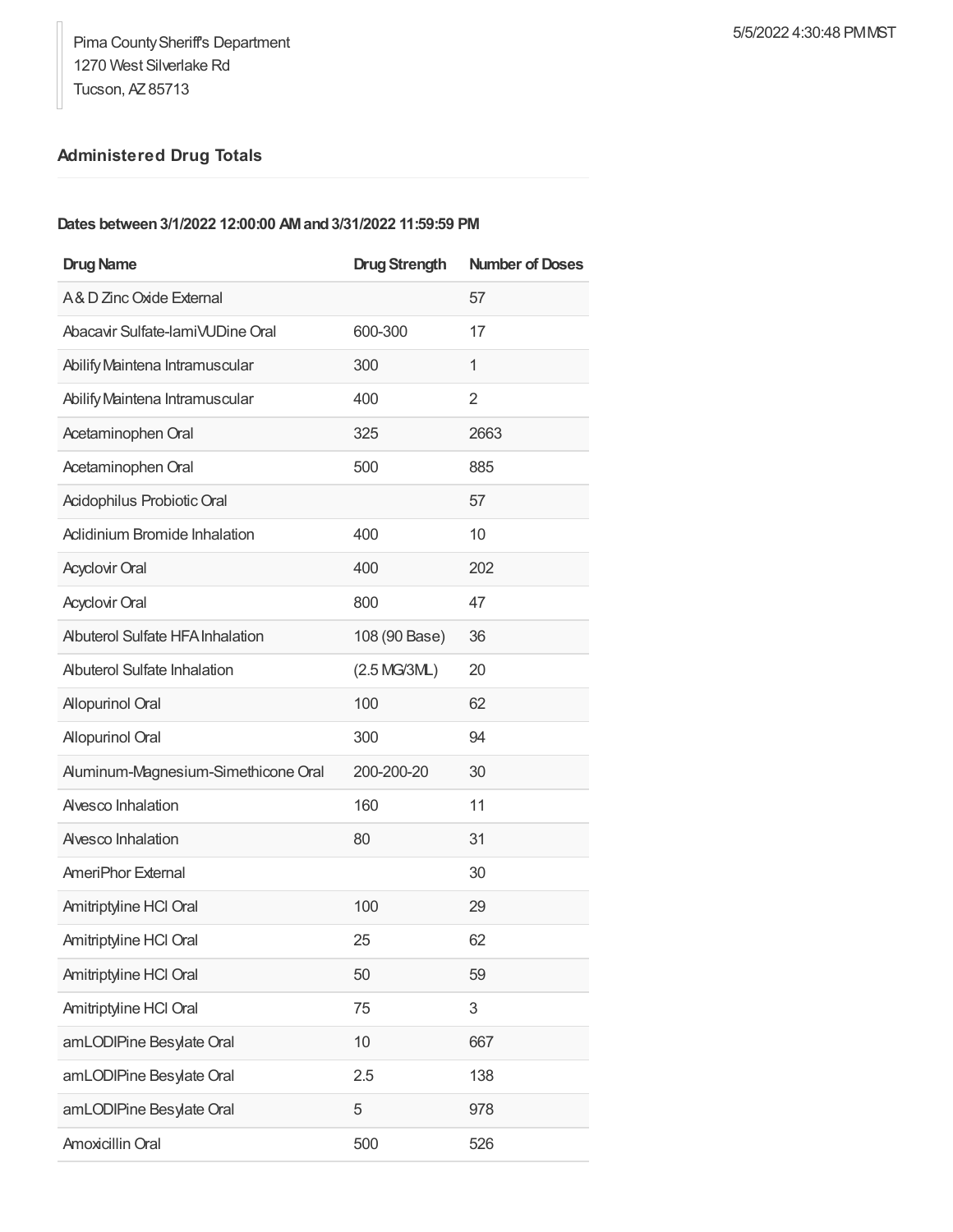Pima County Sheriff's Department
1270 West Silverlake Rd
Tucson, AZ 85713

5/5/2022 4:30:48 PM MST

### Administered Drug Totals

**Dates between 3/1/2022 12:00:00 AM and 3/31/2022 11:59:59 PM**

| Drug Name | Drug Strength | Number of Doses |
|---|---|---|
| A & D Zinc Oxide External | | 57 |
| Abacavir Sulfate-lamiVUDine Oral | 600-300 | 17 |
| Abilify Maintena Intramuscular | 300 | 1 |
| Abilify Maintena Intramuscular | 400 | 2 |
| Acetaminophen Oral | 325 | 2663 |
| Acetaminophen Oral | 500 | 885 |
| Acidophilus Probiotic Oral | | 57 |
| Aclidinium Bromide Inhalation | 400 | 10 |
| Acyclovir Oral | 400 | 202 |
| Acyclovir Oral | 800 | 47 |
| Albuterol Sulfate HFA Inhalation | 108 (90 Base) | 36 |
| Albuterol Sulfate Inhalation | (2.5 MG/3ML) | 20 |
| Allopurinol Oral | 100 | 62 |
| Allopurinol Oral | 300 | 94 |
| Aluminum-Magnesium-Simethicone Oral | 200-200-20 | 30 |
| Alvesco Inhalation | 160 | 11 |
| Alvesco Inhalation | 80 | 31 |
| AmeriPhor External | | 30 |
| Amitriptyline HCl Oral | 100 | 29 |
| Amitriptyline HCl Oral | 25 | 62 |
| Amitriptyline HCl Oral | 50 | 59 |
| Amitriptyline HCl Oral | 75 | 3 |
| amLODIPine Besylate Oral | 10 | 667 |
| amLODIPine Besylate Oral | 2.5 | 138 |
| amLODIPine Besylate Oral | 5 | 978 |
| Amoxicillin Oral | 500 | 526 |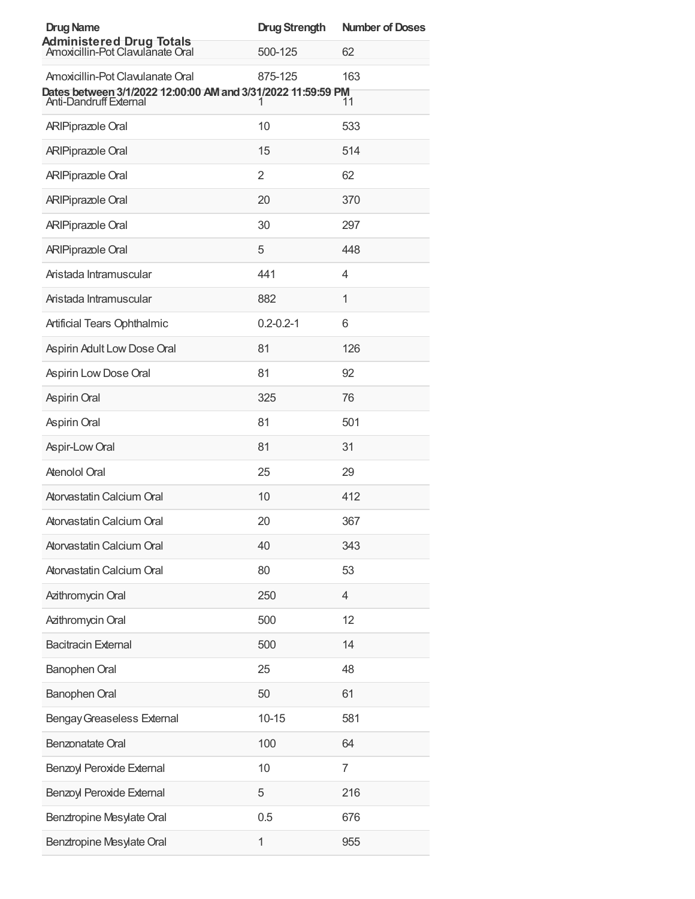## Administered Drug Totals

**Dates between 3/1/2022 12:00:00 AM and 3/31/2022 11:59:59 PM**

| Drug Name | Drug Strength | Number of Doses |
| --- | --- | --- |
| Amoxicillin-Pot Clavulanate Oral | 500-125 | 62 |
| Amoxicillin-Pot Clavulanate Oral | 875-125 | 163 |
| Anti-Dandruff External | 1 | 11 |
| ARIPiprazole Oral | 10 | 533 |
| ARIPiprazole Oral | 15 | 514 |
| ARIPiprazole Oral | 2 | 62 |
| ARIPiprazole Oral | 20 | 370 |
| ARIPiprazole Oral | 30 | 297 |
| ARIPiprazole Oral | 5 | 448 |
| Aristada Intramuscular | 441 | 4 |
| Aristada Intramuscular | 882 | 1 |
| Artificial Tears Ophthalmic | 0.2-0.2-1 | 6 |
| Aspirin Adult Low Dose Oral | 81 | 126 |
| Aspirin Low Dose Oral | 81 | 92 |
| Aspirin Oral | 325 | 76 |
| Aspirin Oral | 81 | 501 |
| Aspir-Low Oral | 81 | 31 |
| Atenolol Oral | 25 | 29 |
| Atorvastatin Calcium Oral | 10 | 412 |
| Atorvastatin Calcium Oral | 20 | 367 |
| Atorvastatin Calcium Oral | 40 | 343 |
| Atorvastatin Calcium Oral | 80 | 53 |
| Azithromycin Oral | 250 | 4 |
| Azithromycin Oral | 500 | 12 |
| Bacitracin External | 500 | 14 |
| Banophen Oral | 25 | 48 |
| Banophen Oral | 50 | 61 |
| Bengay Greaseless External | 10-15 | 581 |
| Benzonatate Oral | 100 | 64 |
| Benzoyl Peroxide External | 10 | 7 |
| Benzoyl Peroxide External | 5 | 216 |
| Benztropine Mesylate Oral | 0.5 | 676 |
| Benztropine Mesylate Oral | 1 | 955 |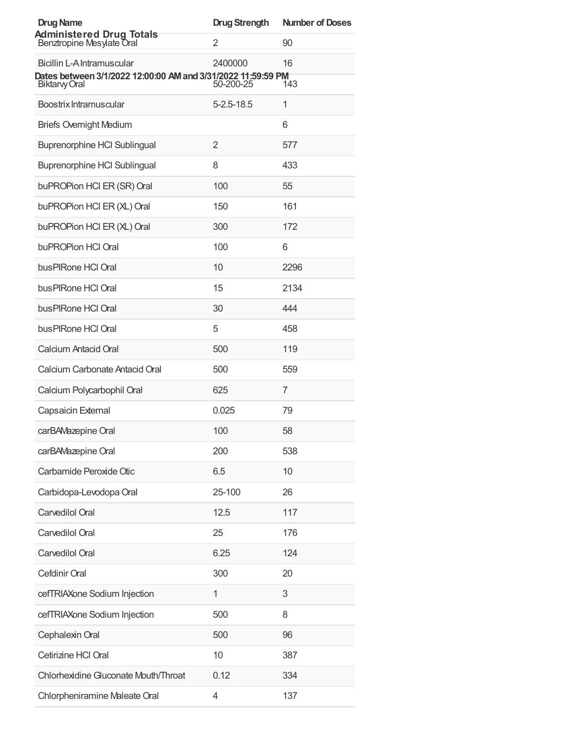## Administered Drug Totals

**Dates between 3/1/2022 12:00:00 AM and 3/31/2022 11:59:59 PM**

| Drug Name | Drug Strength | Number of Doses |
|---|---|---|
| Benztropine Mesylate Oral | 2 | 90 |
| Bicillin L-A Intramuscular | 2400000 | 16 |
| Biktarvy Oral | 50-200-25 | 143 |
| Boostrix Intramuscular | 5-2.5-18.5 | 1 |
| Briefs Overnight Medium | | 6 |
| Buprenorphine HCl Sublingual | 2 | 577 |
| Buprenorphine HCl Sublingual | 8 | 433 |
| buPROPion HCl ER (SR) Oral | 100 | 55 |
| buPROPion HCl ER (XL) Oral | 150 | 161 |
| buPROPion HCl ER (XL) Oral | 300 | 172 |
| buPROPion HCl Oral | 100 | 6 |
| busPIRone HCl Oral | 10 | 2296 |
| busPIRone HCl Oral | 15 | 2134 |
| busPIRone HCl Oral | 30 | 444 |
| busPIRone HCl Oral | 5 | 458 |
| Calcium Antacid Oral | 500 | 119 |
| Calcium Carbonate Antacid Oral | 500 | 559 |
| Calcium Polycarbophil Oral | 625 | 7 |
| Capsaicin External | 0.025 | 79 |
| carBAMazepine Oral | 100 | 58 |
| carBAMazepine Oral | 200 | 538 |
| Carbamide Peroxide Otic | 6.5 | 10 |
| Carbidopa-Levodopa Oral | 25-100 | 26 |
| Carvedilol Oral | 12.5 | 117 |
| Carvedilol Oral | 25 | 176 |
| Carvedilol Oral | 6.25 | 124 |
| Cefdinir Oral | 300 | 20 |
| cefTRIAXone Sodium Injection | 1 | 3 |
| cefTRIAXone Sodium Injection | 500 | 8 |
| Cephalexin Oral | 500 | 96 |
| Cetirizine HCl Oral | 10 | 387 |
| Chlorhexidine Gluconate Mouth/Throat | 0.12 | 334 |
| Chlorpheniramine Maleate Oral | 4 | 137 |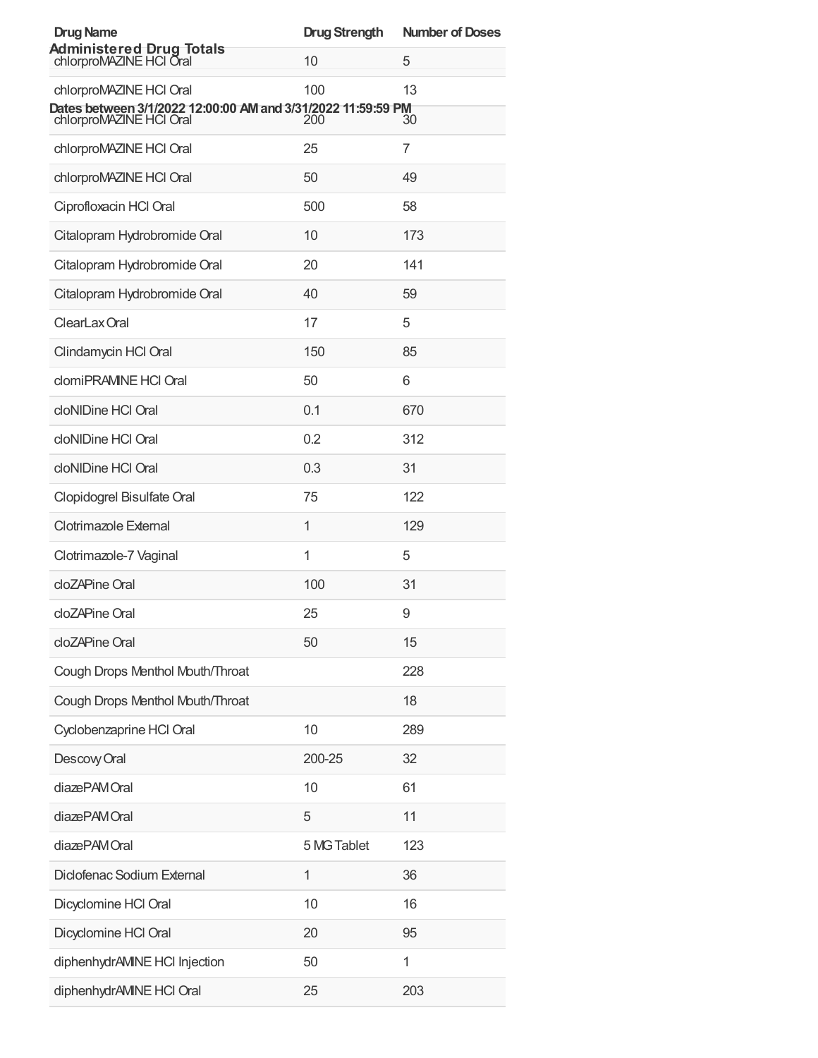## Administered Drug Totals

**Dates between 3/1/2022 12:00:00 AM and 3/31/2022 11:59:59 PM**

| Drug Name | Drug Strength | Number of Doses |
| --- | --- | --- |
| chlorproMAZINE HCl Oral | 10 | 5 |
| chlorproMAZINE HCl Oral | 100 | 13 |
| chlorproMAZINE HCl Oral | 200 | 30 |
| chlorproMAZINE HCl Oral | 25 | 7 |
| chlorproMAZINE HCl Oral | 50 | 49 |
| Ciprofloxacin HCl Oral | 500 | 58 |
| Citalopram Hydrobromide Oral | 10 | 173 |
| Citalopram Hydrobromide Oral | 20 | 141 |
| Citalopram Hydrobromide Oral | 40 | 59 |
| ClearLax Oral | 17 | 5 |
| Clindamycin HCl Oral | 150 | 85 |
| clomiPRAMINE HCl Oral | 50 | 6 |
| cloNIDine HCl Oral | 0.1 | 670 |
| cloNIDine HCl Oral | 0.2 | 312 |
| cloNIDine HCl Oral | 0.3 | 31 |
| Clopidogrel Bisulfate Oral | 75 | 122 |
| Clotrimazole External | 1 | 129 |
| Clotrimazole-7 Vaginal | 1 | 5 |
| cloZAPine Oral | 100 | 31 |
| cloZAPine Oral | 25 | 9 |
| cloZAPine Oral | 50 | 15 |
| Cough Drops Menthol Mouth/Throat | | 228 |
| Cough Drops Menthol Mouth/Throat | | 18 |
| Cyclobenzaprine HCl Oral | 10 | 289 |
| Descovy Oral | 200-25 | 32 |
| diazePAM Oral | 10 | 61 |
| diazePAM Oral | 5 | 11 |
| diazePAM Oral | 5 MG Tablet | 123 |
| Diclofenac Sodium External | 1 | 36 |
| Dicyclomine HCl Oral | 10 | 16 |
| Dicyclomine HCl Oral | 20 | 95 |
| diphenhydrAMINE HCl Injection | 50 | 1 |
| diphenhydrAMINE HCl Oral | 25 | 203 |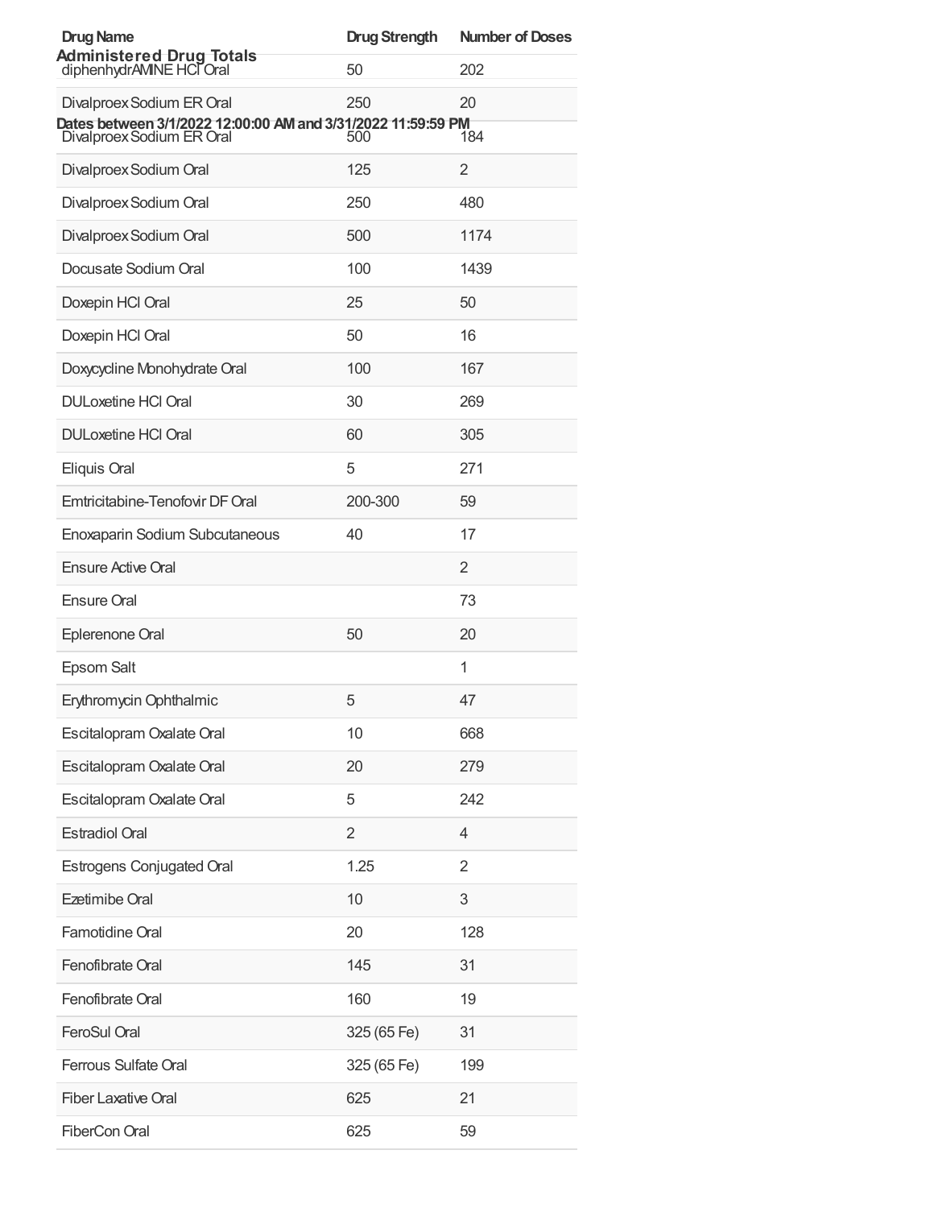## Administered Drug Totals

**Dates between 3/1/2022 12:00:00 AM and 3/31/2022 11:59:59 PM**

| Drug Name | Drug Strength | Number of Doses |
| --- | --- | --- |
| diphenhydrAMINE HCl Oral | 50 | 202 |
| Divalproex Sodium ER Oral | 250 | 20 |
| Divalproex Sodium ER Oral | 500 | 184 |
| Divalproex Sodium Oral | 125 | 2 |
| Divalproex Sodium Oral | 250 | 480 |
| Divalproex Sodium Oral | 500 | 1174 |
| Docusate Sodium Oral | 100 | 1439 |
| Doxepin HCl Oral | 25 | 50 |
| Doxepin HCl Oral | 50 | 16 |
| Doxycycline Monohydrate Oral | 100 | 167 |
| DULoxetine HCl Oral | 30 | 269 |
| DULoxetine HCl Oral | 60 | 305 |
| Eliquis Oral | 5 | 271 |
| Emtricitabine-Tenofovir DF Oral | 200-300 | 59 |
| Enoxaparin Sodium Subcutaneous | 40 | 17 |
| Ensure Active Oral | | 2 |
| Ensure Oral | | 73 |
| Eplerenone Oral | 50 | 20 |
| Epsom Salt | | 1 |
| Erythromycin Ophthalmic | 5 | 47 |
| Escitalopram Oxalate Oral | 10 | 668 |
| Escitalopram Oxalate Oral | 20 | 279 |
| Escitalopram Oxalate Oral | 5 | 242 |
| Estradiol Oral | 2 | 4 |
| Estrogens Conjugated Oral | 1.25 | 2 |
| Ezetimibe Oral | 10 | 3 |
| Famotidine Oral | 20 | 128 |
| Fenofibrate Oral | 145 | 31 |
| Fenofibrate Oral | 160 | 19 |
| FeroSul Oral | 325 (65 Fe) | 31 |
| Ferrous Sulfate Oral | 325 (65 Fe) | 199 |
| Fiber Laxative Oral | 625 | 21 |
| FiberCon Oral | 625 | 59 |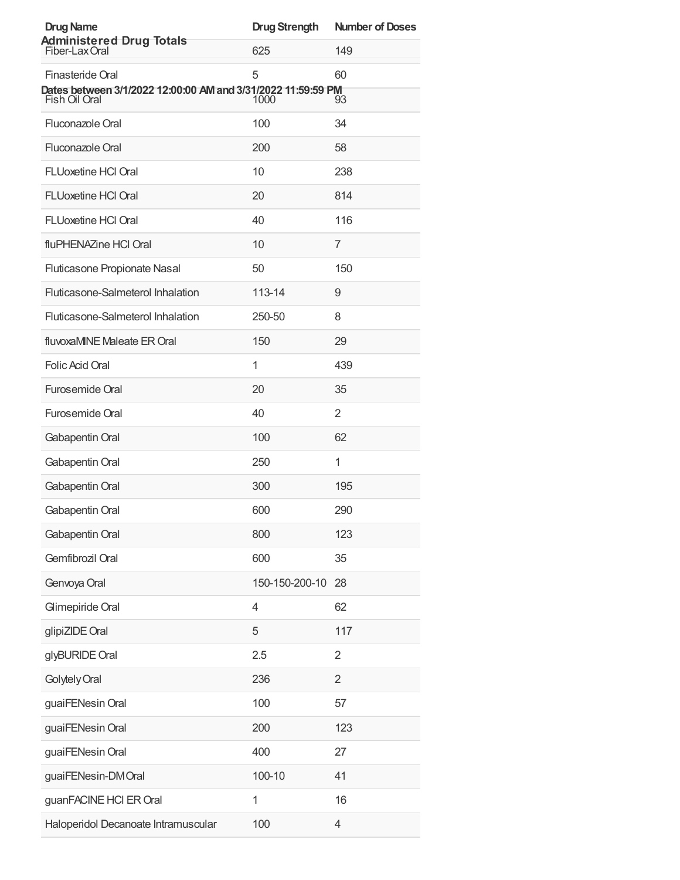## Administered Drug Totals

**Dates between 3/1/2022 12:00:00 AM and 3/31/2022 11:59:59 PM**

| Drug Name | Drug Strength | Number of Doses |
|---|---|---|
| Fiber-Lax Oral | 625 | 149 |
| Finasteride Oral | 5 | 60 |
| Fish Oil Oral | 1000 | 93 |
| Fluconazole Oral | 100 | 34 |
| Fluconazole Oral | 200 | 58 |
| FLUoxetine HCl Oral | 10 | 238 |
| FLUoxetine HCl Oral | 20 | 814 |
| FLUoxetine HCl Oral | 40 | 116 |
| fluPHENAZine HCl Oral | 10 | 7 |
| Fluticasone Propionate Nasal | 50 | 150 |
| Fluticasone-Salmeterol Inhalation | 113-14 | 9 |
| Fluticasone-Salmeterol Inhalation | 250-50 | 8 |
| fluvoxaMINE Maleate ER Oral | 150 | 29 |
| Folic Acid Oral | 1 | 439 |
| Furosemide Oral | 20 | 35 |
| Furosemide Oral | 40 | 2 |
| Gabapentin Oral | 100 | 62 |
| Gabapentin Oral | 250 | 1 |
| Gabapentin Oral | 300 | 195 |
| Gabapentin Oral | 600 | 290 |
| Gabapentin Oral | 800 | 123 |
| Gemfibrozil Oral | 600 | 35 |
| Genvoya Oral | 150-150-200-10 | 28 |
| Glimepiride Oral | 4 | 62 |
| glipiZIDE Oral | 5 | 117 |
| glyBURIDE Oral | 2.5 | 2 |
| Golytely Oral | 236 | 2 |
| guaiFENesin Oral | 100 | 57 |
| guaiFENesin Oral | 200 | 123 |
| guaiFENesin Oral | 400 | 27 |
| guaiFENesin-DM Oral | 100-10 | 41 |
| guanFACINE HCl ER Oral | 1 | 16 |
| Haloperidol Decanoate Intramuscular | 100 | 4 |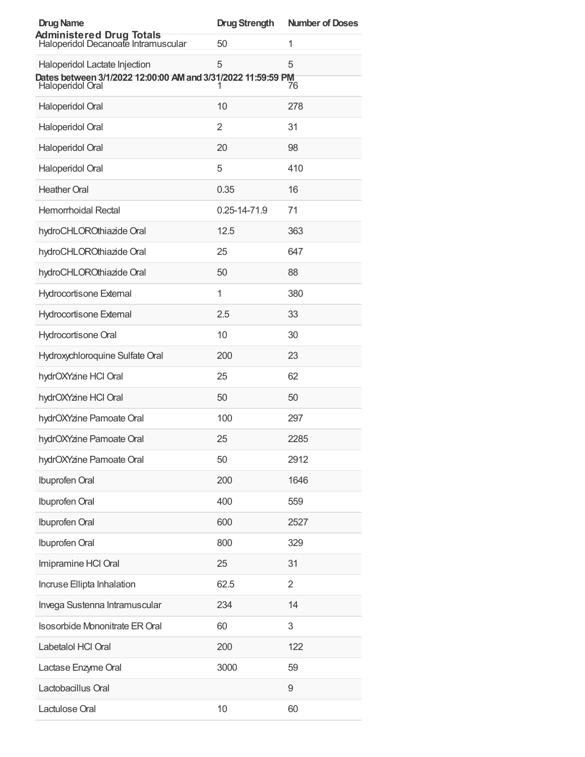## Administered Drug Totals

**Dates between 3/1/2022 12:00:00 AM and 3/31/2022 11:59:59 PM**

| Drug Name | Drug Strength | Number of Doses |
|---|---|---|
| Haloperidol Decanoate Intramuscular | 50 | 1 |
| Haloperidol Lactate Injection | 5 | 5 |
| Haloperidol Oral | 1 | 76 |
| Haloperidol Oral | 10 | 278 |
| Haloperidol Oral | 2 | 31 |
| Haloperidol Oral | 20 | 98 |
| Haloperidol Oral | 5 | 410 |
| Heather Oral | 0.35 | 16 |
| Hemorrhoidal Rectal | 0.25-14-71.9 | 71 |
| hydroCHLOROthiazide Oral | 12.5 | 363 |
| hydroCHLOROthiazide Oral | 25 | 647 |
| hydroCHLOROthiazide Oral | 50 | 88 |
| Hydrocortisone External | 1 | 380 |
| Hydrocortisone External | 2.5 | 33 |
| Hydrocortisone Oral | 10 | 30 |
| Hydroxychloroquine Sulfate Oral | 200 | 23 |
| hydrOXYzine HCl Oral | 25 | 62 |
| hydrOXYzine HCl Oral | 50 | 50 |
| hydrOXYzine Pamoate Oral | 100 | 297 |
| hydrOXYzine Pamoate Oral | 25 | 2285 |
| hydrOXYzine Pamoate Oral | 50 | 2912 |
| Ibuprofen Oral | 200 | 1646 |
| Ibuprofen Oral | 400 | 559 |
| Ibuprofen Oral | 600 | 2527 |
| Ibuprofen Oral | 800 | 329 |
| Imipramine HCl Oral | 25 | 31 |
| Incruse Ellipta Inhalation | 62.5 | 2 |
| Invega Sustenna Intramuscular | 234 | 14 |
| Isosorbide Mononitrate ER Oral | 60 | 3 |
| Labetalol HCl Oral | 200 | 122 |
| Lactase Enzyme Oral | 3000 | 59 |
| Lactobacillus Oral | | 9 |
| Lactulose Oral | 10 | 60 |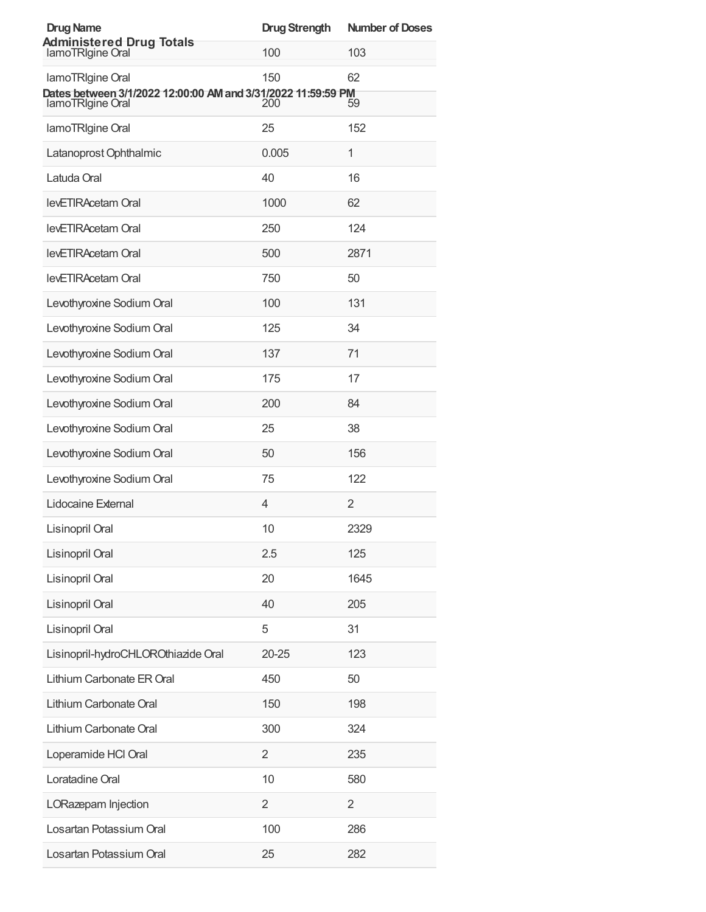## Administered Drug Totals

**Dates between 3/1/2022 12:00:00 AM and 3/31/2022 11:59:59 PM**

| Drug Name | Drug Strength | Number of Doses |
| --- | --- | --- |
| lamoTRIgine Oral | 100 | 103 |
| lamoTRIgine Oral | 150 | 62 |
| lamoTRIgine Oral | 200 | 59 |
| lamoTRIgine Oral | 25 | 152 |
| Latanoprost Ophthalmic | 0.005 | 1 |
| Latuda Oral | 40 | 16 |
| levETIRAcetam Oral | 1000 | 62 |
| levETIRAcetam Oral | 250 | 124 |
| levETIRAcetam Oral | 500 | 2871 |
| levETIRAcetam Oral | 750 | 50 |
| Levothyroxine Sodium Oral | 100 | 131 |
| Levothyroxine Sodium Oral | 125 | 34 |
| Levothyroxine Sodium Oral | 137 | 71 |
| Levothyroxine Sodium Oral | 175 | 17 |
| Levothyroxine Sodium Oral | 200 | 84 |
| Levothyroxine Sodium Oral | 25 | 38 |
| Levothyroxine Sodium Oral | 50 | 156 |
| Levothyroxine Sodium Oral | 75 | 122 |
| Lidocaine External | 4 | 2 |
| Lisinopril Oral | 10 | 2329 |
| Lisinopril Oral | 2.5 | 125 |
| Lisinopril Oral | 20 | 1645 |
| Lisinopril Oral | 40 | 205 |
| Lisinopril Oral | 5 | 31 |
| Lisinopril-hydroCHLOROthiazide Oral | 20-25 | 123 |
| Lithium Carbonate ER Oral | 450 | 50 |
| Lithium Carbonate Oral | 150 | 198 |
| Lithium Carbonate Oral | 300 | 324 |
| Loperamide HCl Oral | 2 | 235 |
| Loratadine Oral | 10 | 580 |
| LORazepam Injection | 2 | 2 |
| Losartan Potassium Oral | 100 | 286 |
| Losartan Potassium Oral | 25 | 282 |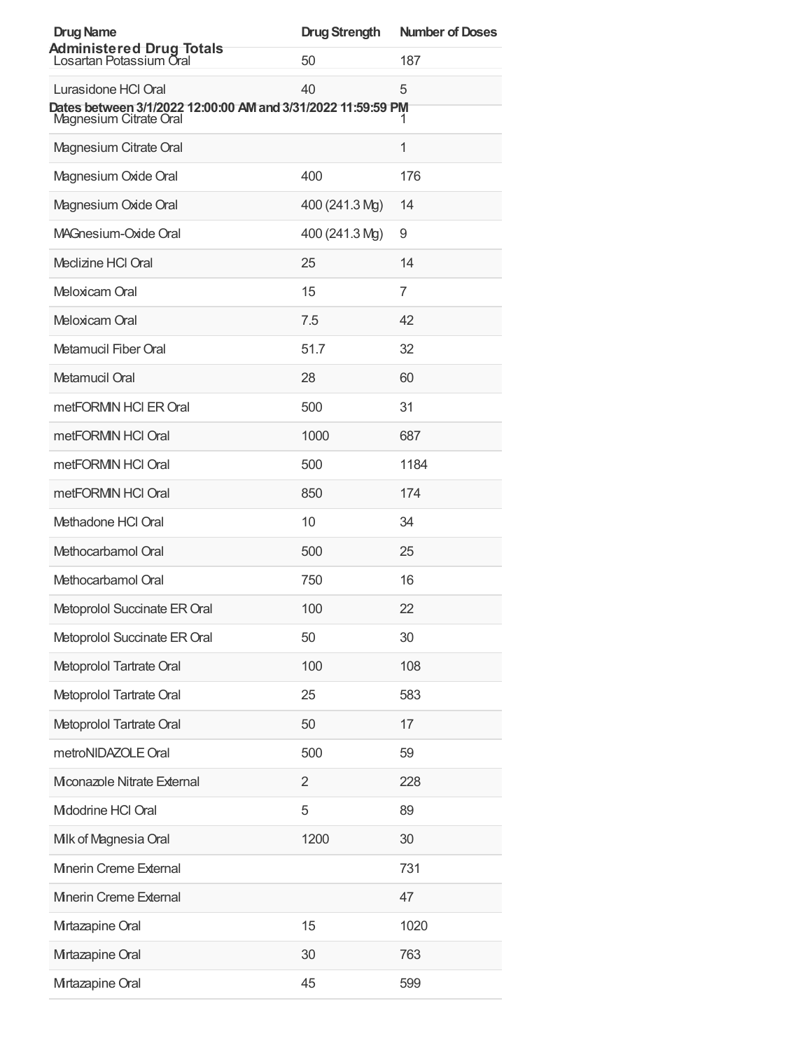## Administered Drug Totals

**Dates between 3/1/2022 12:00:00 AM and 3/31/2022 11:59:59 PM**

| Drug Name | Drug Strength | Number of Doses |
|---|---|---|
| Losartan Potassium Oral | 50 | 187 |
| Lurasidone HCl Oral | 40 | 5 |
| Magnesium Citrate Oral | | 1 |
| Magnesium Citrate Oral | | 1 |
| Magnesium Oxide Oral | 400 | 176 |
| Magnesium Oxide Oral | 400 (241.3 Mg) | 14 |
| MAGnesium-Oxide Oral | 400 (241.3 Mg) | 9 |
| Meclizine HCl Oral | 25 | 14 |
| Meloxicam Oral | 15 | 7 |
| Meloxicam Oral | 7.5 | 42 |
| Metamucil Fiber Oral | 51.7 | 32 |
| Metamucil Oral | 28 | 60 |
| metFORMIN HCl ER Oral | 500 | 31 |
| metFORMIN HCl Oral | 1000 | 687 |
| metFORMIN HCl Oral | 500 | 1184 |
| metFORMIN HCl Oral | 850 | 174 |
| Methadone HCl Oral | 10 | 34 |
| Methocarbamol Oral | 500 | 25 |
| Methocarbamol Oral | 750 | 16 |
| Metoprolol Succinate ER Oral | 100 | 22 |
| Metoprolol Succinate ER Oral | 50 | 30 |
| Metoprolol Tartrate Oral | 100 | 108 |
| Metoprolol Tartrate Oral | 25 | 583 |
| Metoprolol Tartrate Oral | 50 | 17 |
| metroNIDAZOLE Oral | 500 | 59 |
| Miconazole Nitrate External | 2 | 228 |
| Midodrine HCl Oral | 5 | 89 |
| Milk of Magnesia Oral | 1200 | 30 |
| Minerin Creme External | | 731 |
| Minerin Creme External | | 47 |
| Mirtazapine Oral | 15 | 1020 |
| Mirtazapine Oral | 30 | 763 |
| Mirtazapine Oral | 45 | 599 |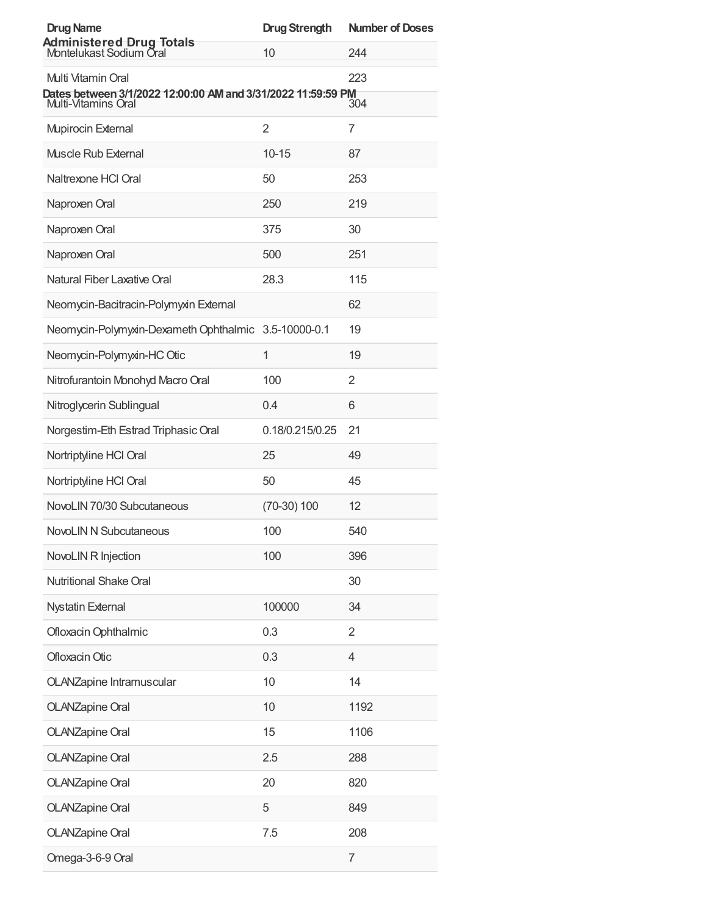## Administered Drug Totals

**Dates between 3/1/2022 12:00:00 AM and 3/31/2022 11:59:59 PM**

| Drug Name | Drug Strength | Number of Doses |
|---|---|---|
| Montelukast Sodium Oral | 10 | 244 |
| Multi Vitamin Oral | | 223 |
| Multi-Vitamins Oral | | 304 |
| Mupirocin External | 2 | 7 |
| Muscle Rub External | 10-15 | 87 |
| Naltrexone HCl Oral | 50 | 253 |
| Naproxen Oral | 250 | 219 |
| Naproxen Oral | 375 | 30 |
| Naproxen Oral | 500 | 251 |
| Natural Fiber Laxative Oral | 28.3 | 115 |
| Neomycin-Bacitracin-Polymyxin External | | 62 |
| Neomycin-Polymyxin-Dexameth Ophthalmic | 3.5-10000-0.1 | 19 |
| Neomycin-Polymyxin-HC Otic | 1 | 19 |
| Nitrofurantoin Monohyd Macro Oral | 100 | 2 |
| Nitroglycerin Sublingual | 0.4 | 6 |
| Norgestim-Eth Estrad Triphasic Oral | 0.18/0.215/0.25 | 21 |
| Nortriptyline HCl Oral | 25 | 49 |
| Nortriptyline HCl Oral | 50 | 45 |
| NovoLIN 70/30 Subcutaneous | (70-30) 100 | 12 |
| NovoLIN N Subcutaneous | 100 | 540 |
| NovoLIN R Injection | 100 | 396 |
| Nutritional Shake Oral | | 30 |
| Nystatin External | 100000 | 34 |
| Ofloxacin Ophthalmic | 0.3 | 2 |
| Ofloxacin Otic | 0.3 | 4 |
| OLANZapine Intramuscular | 10 | 14 |
| OLANZapine Oral | 10 | 1192 |
| OLANZapine Oral | 15 | 1106 |
| OLANZapine Oral | 2.5 | 288 |
| OLANZapine Oral | 20 | 820 |
| OLANZapine Oral | 5 | 849 |
| OLANZapine Oral | 7.5 | 208 |
| Omega-3-6-9 Oral | | 7 |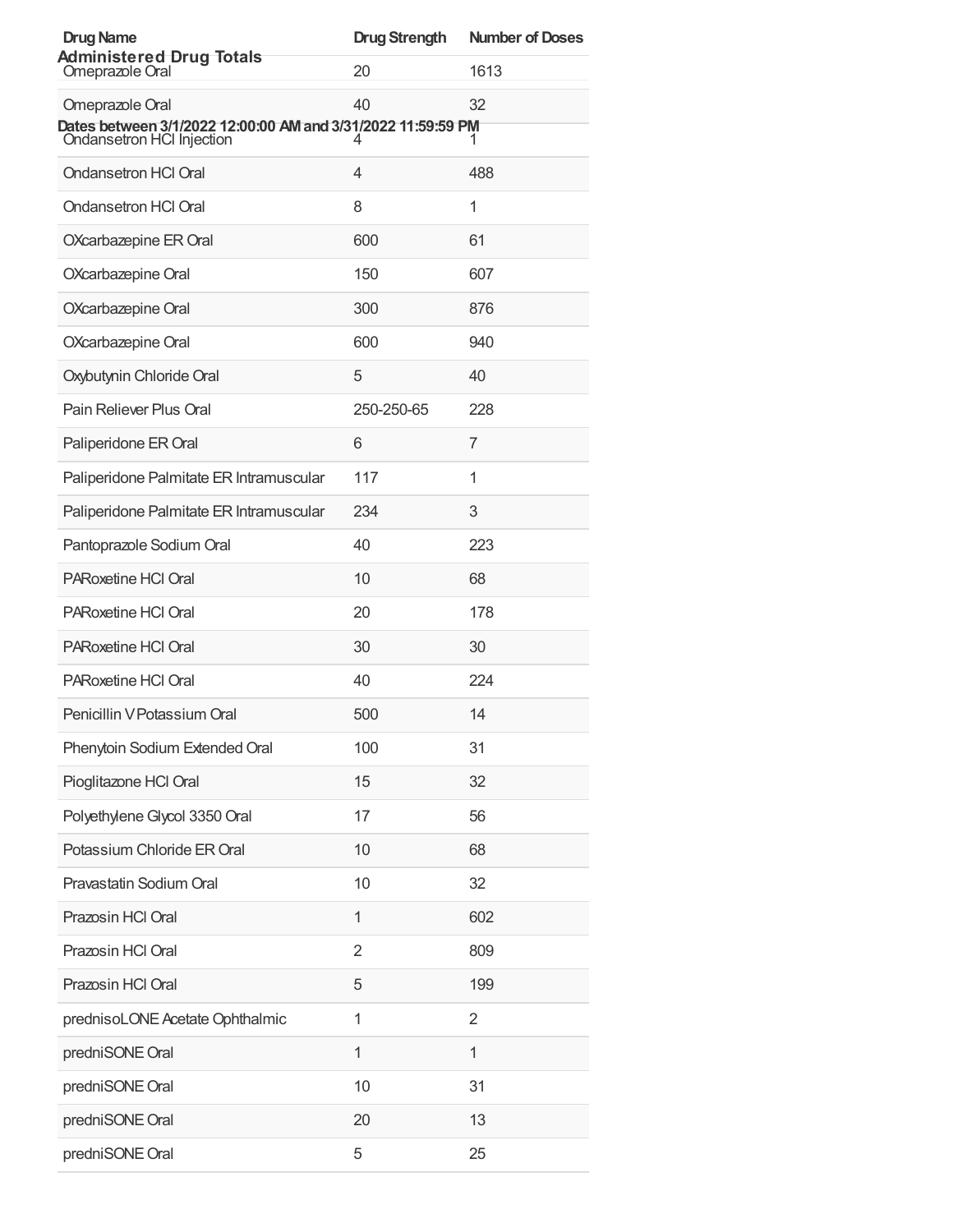## Administered Drug Totals

Dates between 3/1/2022 12:00:00 AM and 3/31/2022 11:59:59 PM

| Drug Name | Drug Strength | Number of Doses |
| --- | --- | --- |
| Omeprazole Oral | 20 | 1613 |
| Omeprazole Oral | 40 | 32 |
| Ondansetron HCl Injection | 4 | 1 |
| Ondansetron HCl Oral | 4 | 488 |
| Ondansetron HCl Oral | 8 | 1 |
| OXcarbazepine ER Oral | 600 | 61 |
| OXcarbazepine Oral | 150 | 607 |
| OXcarbazepine Oral | 300 | 876 |
| OXcarbazepine Oral | 600 | 940 |
| Oxybutynin Chloride Oral | 5 | 40 |
| Pain Reliever Plus Oral | 250-250-65 | 228 |
| Paliperidone ER Oral | 6 | 7 |
| Paliperidone Palmitate ER Intramuscular | 117 | 1 |
| Paliperidone Palmitate ER Intramuscular | 234 | 3 |
| Pantoprazole Sodium Oral | 40 | 223 |
| PARoxetine HCl Oral | 10 | 68 |
| PARoxetine HCl Oral | 20 | 178 |
| PARoxetine HCl Oral | 30 | 30 |
| PARoxetine HCl Oral | 40 | 224 |
| Penicillin V Potassium Oral | 500 | 14 |
| Phenytoin Sodium Extended Oral | 100 | 31 |
| Pioglitazone HCl Oral | 15 | 32 |
| Polyethylene Glycol 3350 Oral | 17 | 56 |
| Potassium Chloride ER Oral | 10 | 68 |
| Pravastatin Sodium Oral | 10 | 32 |
| Prazosin HCl Oral | 1 | 602 |
| Prazosin HCl Oral | 2 | 809 |
| Prazosin HCl Oral | 5 | 199 |
| prednisoLONE Acetate Ophthalmic | 1 | 2 |
| predniSONE Oral | 1 | 1 |
| predniSONE Oral | 10 | 31 |
| predniSONE Oral | 20 | 13 |
| predniSONE Oral | 5 | 25 |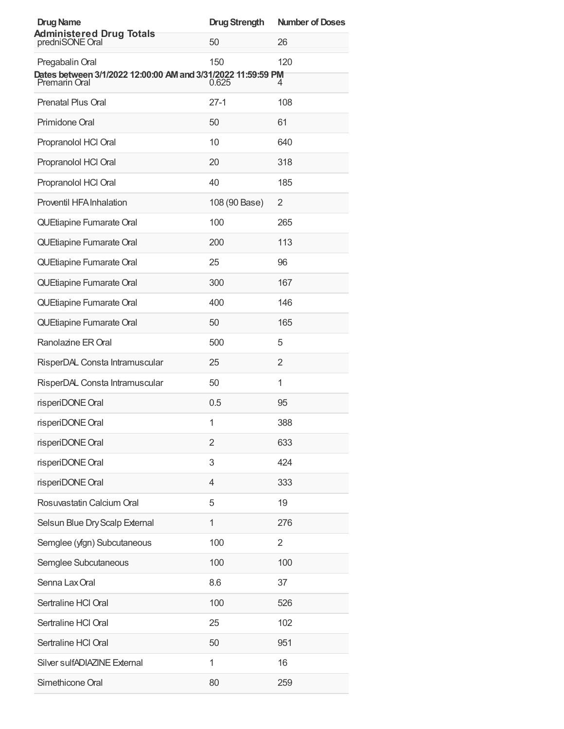## Administered Drug Totals

**Dates between 3/1/2022 12:00:00 AM and 3/31/2022 11:59:59 PM**

| Drug Name | Drug Strength | Number of Doses |
|---|---|---|
| predniSONE Oral | 50 | 26 |
| Pregabalin Oral | 150 | 120 |
| Premarin Oral | 0.625 | 4 |
| Prenatal Plus Oral | 27-1 | 108 |
| Primidone Oral | 50 | 61 |
| Propranolol HCl Oral | 10 | 640 |
| Propranolol HCl Oral | 20 | 318 |
| Propranolol HCl Oral | 40 | 185 |
| Proventil HFA Inhalation | 108 (90 Base) | 2 |
| QUEtiapine Fumarate Oral | 100 | 265 |
| QUEtiapine Fumarate Oral | 200 | 113 |
| QUEtiapine Fumarate Oral | 25 | 96 |
| QUEtiapine Fumarate Oral | 300 | 167 |
| QUEtiapine Fumarate Oral | 400 | 146 |
| QUEtiapine Fumarate Oral | 50 | 165 |
| Ranolazine ER Oral | 500 | 5 |
| RisperDAL Consta Intramuscular | 25 | 2 |
| RisperDAL Consta Intramuscular | 50 | 1 |
| risperiDONE Oral | 0.5 | 95 |
| risperiDONE Oral | 1 | 388 |
| risperiDONE Oral | 2 | 633 |
| risperiDONE Oral | 3 | 424 |
| risperiDONE Oral | 4 | 333 |
| Rosuvastatin Calcium Oral | 5 | 19 |
| Selsun Blue Dry Scalp External | 1 | 276 |
| Semglee (yfgn) Subcutaneous | 100 | 2 |
| Semglee Subcutaneous | 100 | 100 |
| Senna Lax Oral | 8.6 | 37 |
| Sertraline HCl Oral | 100 | 526 |
| Sertraline HCl Oral | 25 | 102 |
| Sertraline HCl Oral | 50 | 951 |
| Silver sulfADIAZINE External | 1 | 16 |
| Simethicone Oral | 80 | 259 |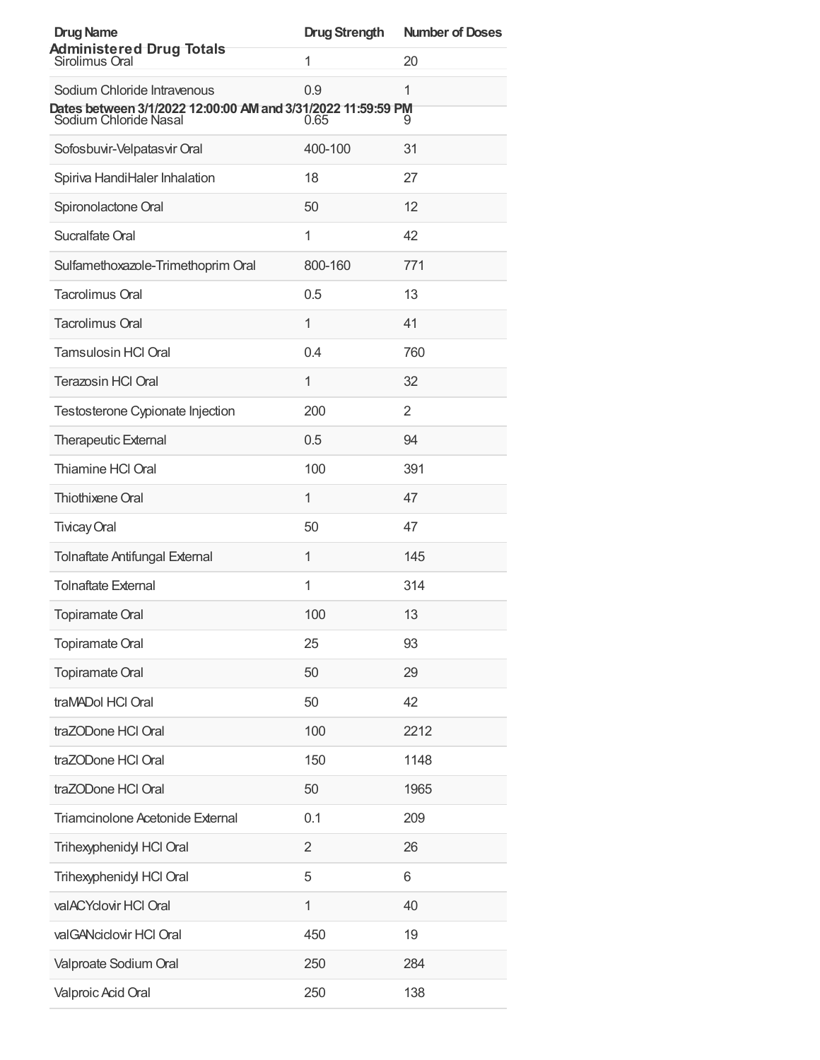| Drug Name | Drug Strength | Number of Doses |
| --- | --- | --- |
| Sirolimus Oral | 1 | 20 |
| Sodium Chloride Intravenous | 0.9 | 1 |
| Sodium Chloride Nasal | 0.65 | 9 |
| Sofosbuvir-Velpatasvir Oral | 400-100 | 31 |
| Spiriva HandiHaler Inhalation | 18 | 27 |
| Spironolactone Oral | 50 | 12 |
| Sucralfate Oral | 1 | 42 |
| Sulfamethoxazole-Trimethoprim Oral | 800-160 | 771 |
| Tacrolimus Oral | 0.5 | 13 |
| Tacrolimus Oral | 1 | 41 |
| Tamsulosin HCl Oral | 0.4 | 760 |
| Terazosin HCl Oral | 1 | 32 |
| Testosterone Cypionate Injection | 200 | 2 |
| Therapeutic External | 0.5 | 94 |
| Thiamine HCl Oral | 100 | 391 |
| Thiothixene Oral | 1 | 47 |
| Tivicay Oral | 50 | 47 |
| Tolnaftate Antifungal External | 1 | 145 |
| Tolnaftate External | 1 | 314 |
| Topiramate Oral | 100 | 13 |
| Topiramate Oral | 25 | 93 |
| Topiramate Oral | 50 | 29 |
| traMADol HCl Oral | 50 | 42 |
| traZODone HCl Oral | 100 | 2212 |
| traZODone HCl Oral | 150 | 1148 |
| traZODone HCl Oral | 50 | 1965 |
| Triamcinolone Acetonide External | 0.1 | 209 |
| Trihexyphenidyl HCl Oral | 2 | 26 |
| Trihexyphenidyl HCl Oral | 5 | 6 |
| valACYclovir HCl Oral | 1 | 40 |
| valGANciclovir HCl Oral | 450 | 19 |
| Valproate Sodium Oral | 250 | 284 |
| Valproic Acid Oral | 250 | 138 |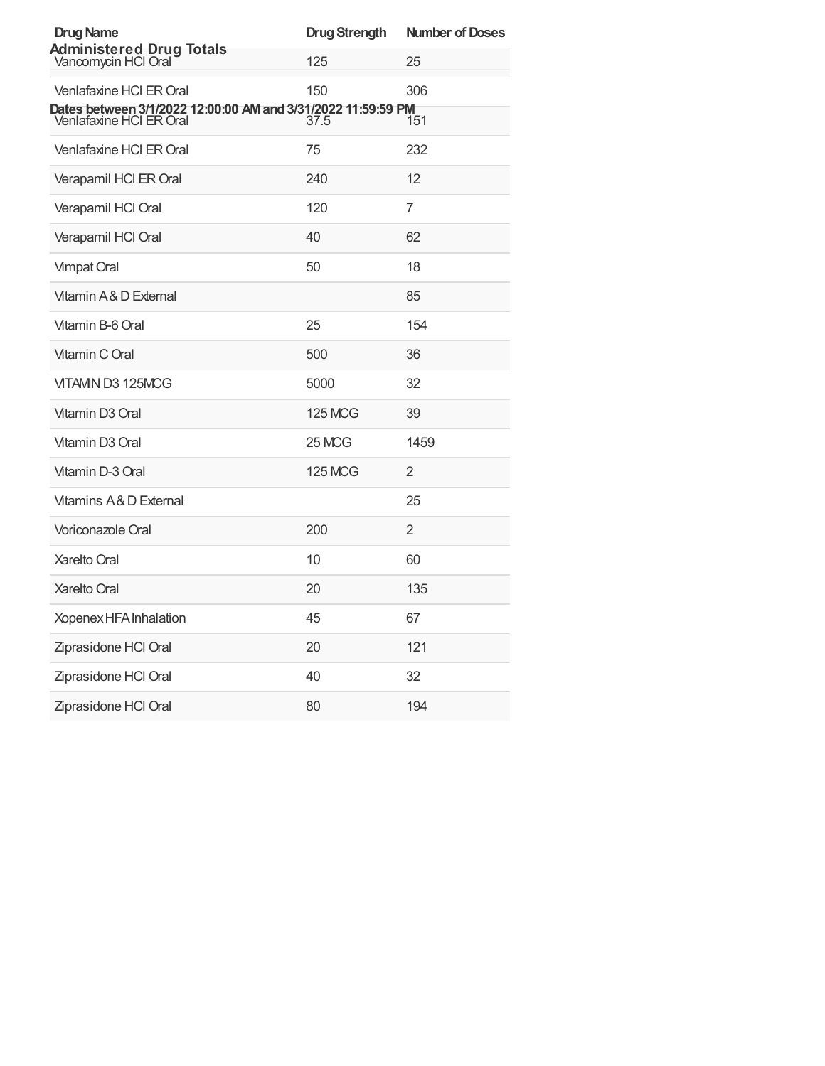| Drug Name | Drug Strength | Number of Doses |
| --- | --- | --- |
| Vancomycin HCl Oral | 125 | 25 |
| Venlafaxine HCl ER Oral | 150 | 306 |
| Venlafaxine HCl ER Oral | 37.5 | 151 |
| Venlafaxine HCl ER Oral | 75 | 232 |
| Verapamil HCl ER Oral | 240 | 12 |
| Verapamil HCl Oral | 120 | 7 |
| Verapamil HCl Oral | 40 | 62 |
| Vimpat Oral | 50 | 18 |
| Vitamin A & D External | | 85 |
| Vitamin B-6 Oral | 25 | 154 |
| Vitamin C Oral | 500 | 36 |
| VITAMIN D3 125MCG | 5000 | 32 |
| Vitamin D3 Oral | 125 MCG | 39 |
| Vitamin D3 Oral | 25 MCG | 1459 |
| Vitamin D-3 Oral | 125 MCG | 2 |
| Vitamins A & D External | | 25 |
| Voriconazole Oral | 200 | 2 |
| Xarelto Oral | 10 | 60 |
| Xarelto Oral | 20 | 135 |
| Xopenex HFA Inhalation | 45 | 67 |
| Ziprasidone HCl Oral | 20 | 121 |
| Ziprasidone HCl Oral | 40 | 32 |
| Ziprasidone HCl Oral | 80 | 194 |